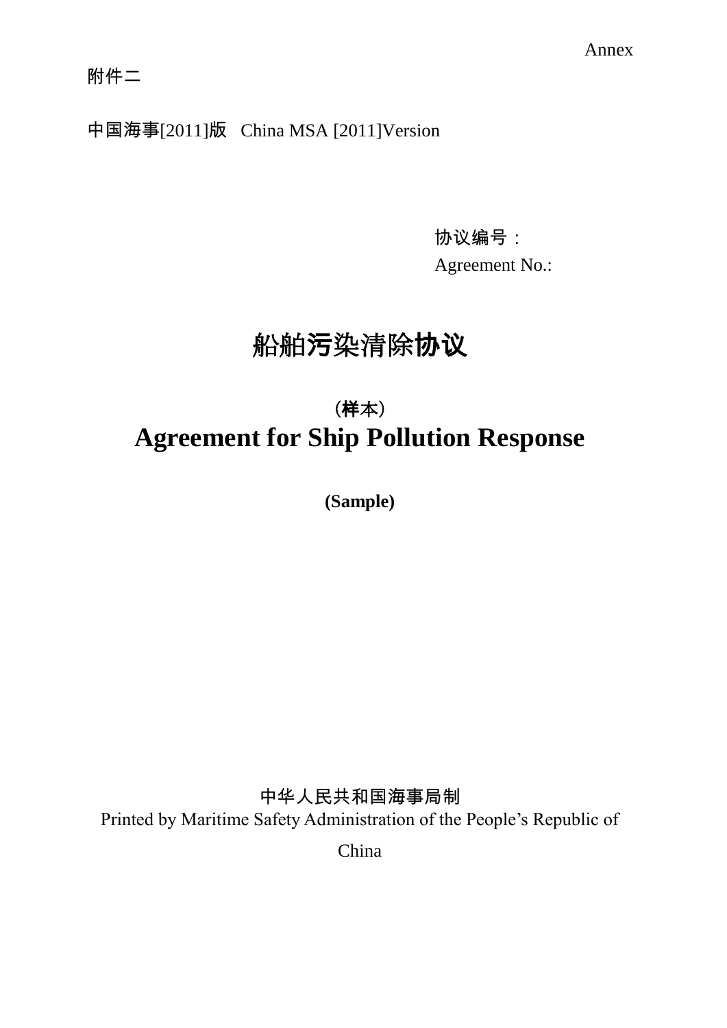Annex

附件二

中国海事[2011]版 China MSA [2011]Version

协议编号：
Agreement No.:

# 船舶污染清除协议

（样本）

# Agreement for Ship Pollution Response

**(Sample)**

中华人民共和国海事局制
Printed by Maritime Safety Administration of the People's Republic of China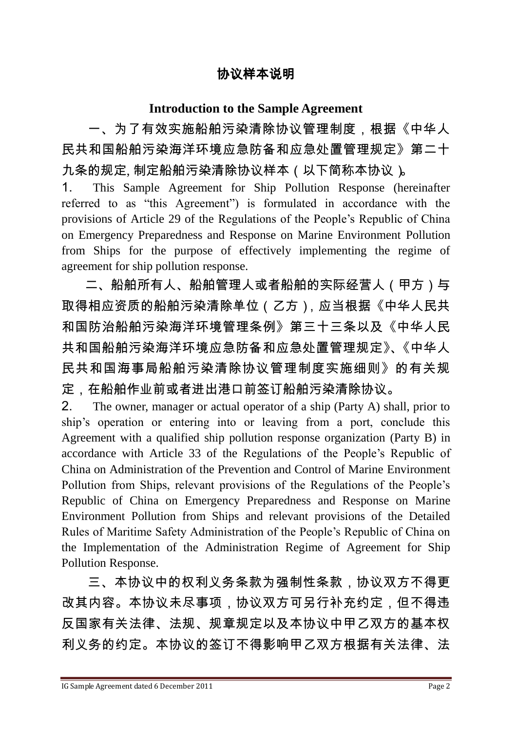## 协议样本说明

## Introduction to the Sample Agreement

一、为了有效实施船舶污染清除协议管理制度，根据《中华人民共和国船舶污染海洋环境应急防备和应急处置管理规定》第二十九条的规定, 制定船舶污染清除协议样本（以下简称本协议）。

1. This Sample Agreement for Ship Pollution Response (hereinafter referred to as "this Agreement") is formulated in accordance with the provisions of Article 29 of the Regulations of the People's Republic of China on Emergency Preparedness and Response on Marine Environment Pollution from Ships for the purpose of effectively implementing the regime of agreement for ship pollution response.

二、船舶所有人、船舶管理人或者船舶的实际经营人（甲方）与取得相应资质的船舶污染清除单位（乙方）, 应当根据《中华人民共和国防治船舶污染海洋环境管理条例》第三十三条以及《中华人民共和国船舶污染海洋环境应急防备和应急处置管理规定》、《中华人民共和国海事局船舶污染清除协议管理制度实施细则》的有关规定，在船舶作业前或者进出港口前签订船舶污染清除协议。

2. The owner, manager or actual operator of a ship (Party A) shall, prior to ship's operation or entering into or leaving from a port, conclude this Agreement with a qualified ship pollution response organization (Party B) in accordance with Article 33 of the Regulations of the People's Republic of China on Administration of the Prevention and Control of Marine Environment Pollution from Ships, relevant provisions of the Regulations of the People's Republic of China on Emergency Preparedness and Response on Marine Environment Pollution from Ships and relevant provisions of the Detailed Rules of Maritime Safety Administration of the People's Republic of China on the Implementation of the Administration Regime of Agreement for Ship Pollution Response.

三、本协议中的权利义务条款为强制性条款，协议双方不得更改其内容。本协议未尽事项，协议双方可另行补充约定，但不得违反国家有关法律、法规、规章规定以及本协议中甲乙双方的基本权利义务的约定。本协议的签订不得影响甲乙双方根据有关法律、法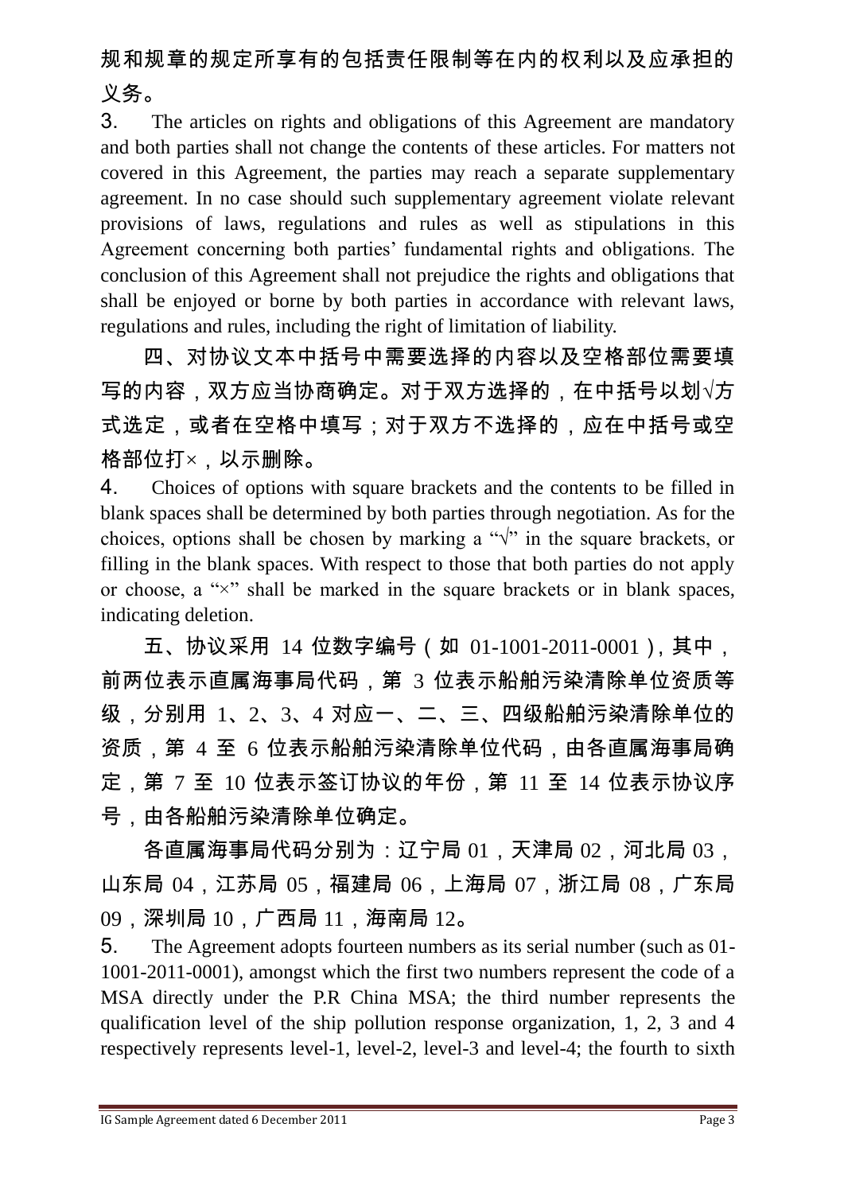规和规章的规定所享有的包括责任限制等在内的权利以及应承担的义务。

3. The articles on rights and obligations of this Agreement are mandatory and both parties shall not change the contents of these articles. For matters not covered in this Agreement, the parties may reach a separate supplementary agreement. In no case should such supplementary agreement violate relevant provisions of laws, regulations and rules as well as stipulations in this Agreement concerning both parties' fundamental rights and obligations. The conclusion of this Agreement shall not prejudice the rights and obligations that shall be enjoyed or borne by both parties in accordance with relevant laws, regulations and rules, including the right of limitation of liability.

四、对协议文本中括号中需要选择的内容以及空格部位需要填写的内容，双方应当协商确定。对于双方选择的，在中括号以划√方式选定，或者在空格中填写；对于双方不选择的，应在中括号或空格部位打×，以示删除。

4. Choices of options with square brackets and the contents to be filled in blank spaces shall be determined by both parties through negotiation. As for the choices, options shall be chosen by marking a "√" in the square brackets, or filling in the blank spaces. With respect to those that both parties do not apply or choose, a "×" shall be marked in the square brackets or in blank spaces, indicating deletion.

五、协议采用 14 位数字编号（如 01-1001-2011-0001），其中，前两位表示直属海事局代码，第 3 位表示船舶污染清除单位资质等级，分别用 1、2、3、4 对应一、二、三、四级船舶污染清除单位的资质，第 4 至 6 位表示船舶污染清除单位代码，由各直属海事局确定，第 7 至 10 位表示签订协议的年份，第 11 至 14 位表示协议序号，由各船舶污染清除单位确定。

各直属海事局代码分别为：辽宁局 01，天津局 02，河北局 03，山东局 04，江苏局 05，福建局 06，上海局 07，浙江局 08，广东局 09，深圳局 10，广西局 11，海南局 12。

5. The Agreement adopts fourteen numbers as its serial number (such as 01-1001-2011-0001), amongst which the first two numbers represent the code of a MSA directly under the P.R China MSA; the third number represents the qualification level of the ship pollution response organization, 1, 2, 3 and 4 respectively represents level-1, level-2, level-3 and level-4; the fourth to sixth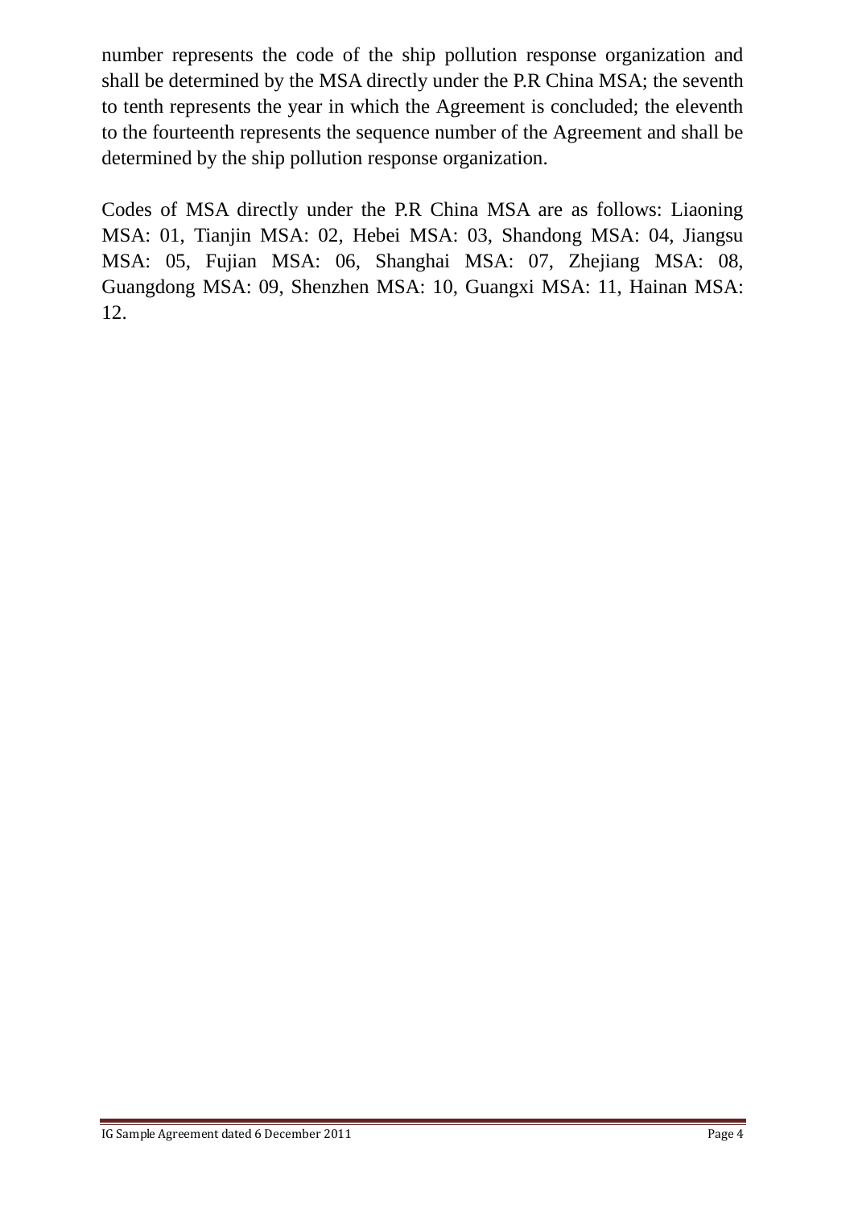number represents the code of the ship pollution response organization and shall be determined by the MSA directly under the P.R China MSA; the seventh to tenth represents the year in which the Agreement is concluded; the eleventh to the fourteenth represents the sequence number of the Agreement and shall be determined by the ship pollution response organization.

Codes of MSA directly under the P.R China MSA are as follows: Liaoning MSA: 01, Tianjin MSA: 02, Hebei MSA: 03, Shandong MSA: 04, Jiangsu MSA: 05, Fujian MSA: 06, Shanghai MSA: 07, Zhejiang MSA: 08, Guangdong MSA: 09, Shenzhen MSA: 10, Guangxi MSA: 11, Hainan MSA: 12.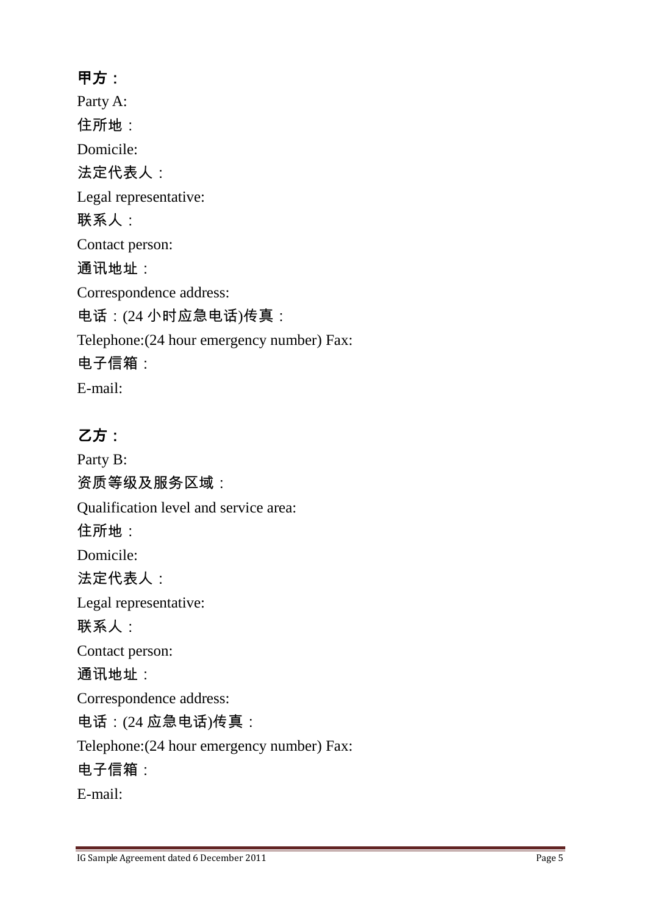**甲方：**

Party A:

住所地：

Domicile:

法定代表人：

Legal representative:

联系人：

Contact person:

通讯地址：

Correspondence address:

电话：(24 小时应急电话)传真：

Telephone:(24 hour emergency number) Fax:

电子信箱：

E-mail:

**乙方：**

Party B:

资质等级及服务区域：

Qualification level and service area:

住所地：

Domicile:

法定代表人：

Legal representative:

联系人：

Contact person:

通讯地址：

Correspondence address:

电话：(24 应急电话)传真：

Telephone:(24 hour emergency number) Fax:

电子信箱：

E-mail: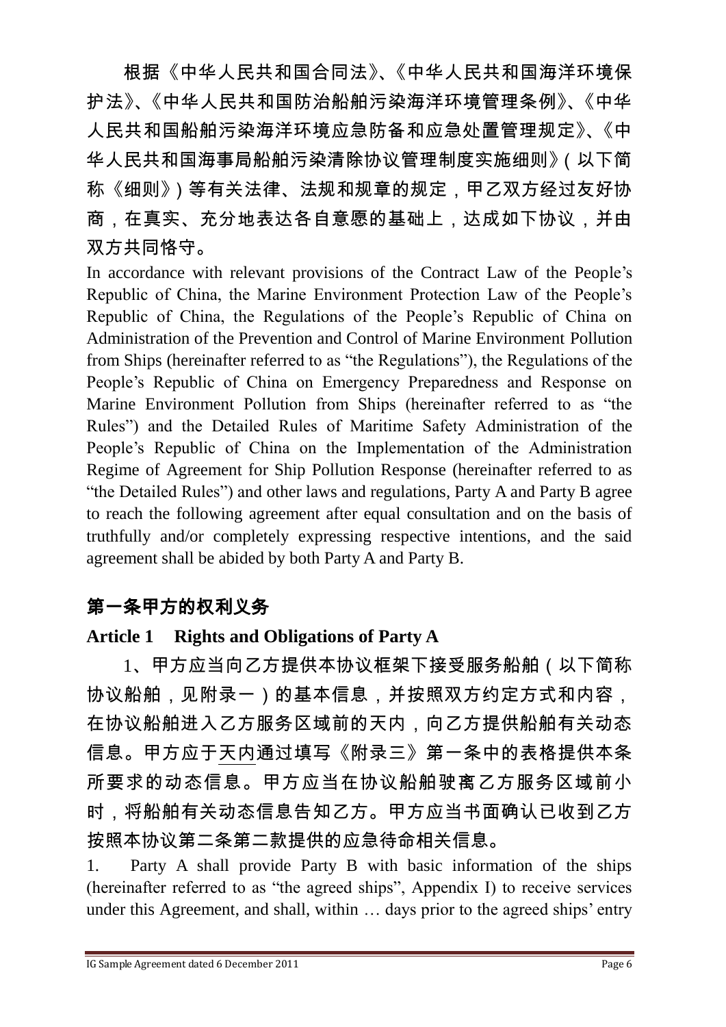根据《中华人民共和国合同法》、《中华人民共和国海洋环境保护法》、《中华人民共和国防治船舶污染海洋环境管理条例》、《中华人民共和国船舶污染海洋环境应急防备和应急处置管理规定》、《中华人民共和国海事局船舶污染清除协议管理制度实施细则》(以下简称《细则》)等有关法律、法规和规章的规定，甲乙双方经过友好协商，在真实、充分地表达各自意愿的基础上，达成如下协议，并由双方共同恪守。

In accordance with relevant provisions of the Contract Law of the People's Republic of China, the Marine Environment Protection Law of the People's Republic of China, the Regulations of the People's Republic of China on Administration of the Prevention and Control of Marine Environment Pollution from Ships (hereinafter referred to as "the Regulations"), the Regulations of the People's Republic of China on Emergency Preparedness and Response on Marine Environment Pollution from Ships (hereinafter referred to as "the Rules") and the Detailed Rules of Maritime Safety Administration of the People's Republic of China on the Implementation of the Administration Regime of Agreement for Ship Pollution Response (hereinafter referred to as "the Detailed Rules") and other laws and regulations, Party A and Party B agree to reach the following agreement after equal consultation and on the basis of truthfully and/or completely expressing respective intentions, and the said agreement shall be abided by both Party A and Party B.

## 第一条甲方的权利义务

## Article 1 Rights and Obligations of Party A

1、甲方应当向乙方提供本协议框架下接受服务船舶（以下简称协议船舶，见附录一）的基本信息，并按照双方约定方式和内容，在协议船舶进入乙方服务区域前的天内，向乙方提供船舶有关动态信息。甲方应于天内通过填写《附录三》第一条中的表格提供本条所要求的动态信息。甲方应当在协议船舶驶离乙方服务区域前小时，将船舶有关动态信息告知乙方。甲方应当书面确认已收到乙方按照本协议第二条第二款提供的应急待命相关信息。

1. Party A shall provide Party B with basic information of the ships (hereinafter referred to as "the agreed ships", Appendix I) to receive services under this Agreement, and shall, within … days prior to the agreed ships' entry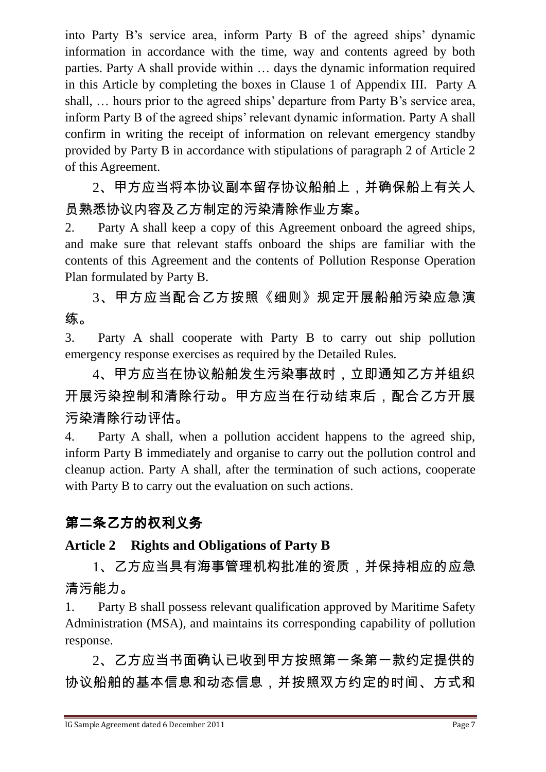into Party B's service area, inform Party B of the agreed ships' dynamic information in accordance with the time, way and contents agreed by both parties. Party A shall provide within … days the dynamic information required in this Article by completing the boxes in Clause 1 of Appendix III. Party A shall, … hours prior to the agreed ships' departure from Party B's service area, inform Party B of the agreed ships' relevant dynamic information. Party A shall confirm in writing the receipt of information on relevant emergency standby provided by Party B in accordance with stipulations of paragraph 2 of Article 2 of this Agreement.

2、甲方应当将本协议副本留存协议船舶上，并确保船上有关人员熟悉协议内容及乙方制定的污染清除作业方案。

2. Party A shall keep a copy of this Agreement onboard the agreed ships, and make sure that relevant staffs onboard the ships are familiar with the contents of this Agreement and the contents of Pollution Response Operation Plan formulated by Party B.

3、甲方应当配合乙方按照《细则》规定开展船舶污染应急演练。

3. Party A shall cooperate with Party B to carry out ship pollution emergency response exercises as required by the Detailed Rules.

4、甲方应当在协议船舶发生污染事故时，立即通知乙方并组织开展污染控制和清除行动。甲方应当在行动结束后，配合乙方开展污染清除行动评估。

4. Party A shall, when a pollution accident happens to the agreed ship, inform Party B immediately and organise to carry out the pollution control and cleanup action. Party A shall, after the termination of such actions, cooperate with Party B to carry out the evaluation on such actions.

## 第二条乙方的权利义务

## Article 2 Rights and Obligations of Party B

1、乙方应当具有海事管理机构批准的资质，并保持相应的应急清污能力。

1. Party B shall possess relevant qualification approved by Maritime Safety Administration (MSA), and maintains its corresponding capability of pollution response.

2、乙方应当书面确认已收到甲方按照第一条第一款约定提供的协议船舶的基本信息和动态信息，并按照双方约定的时间、方式和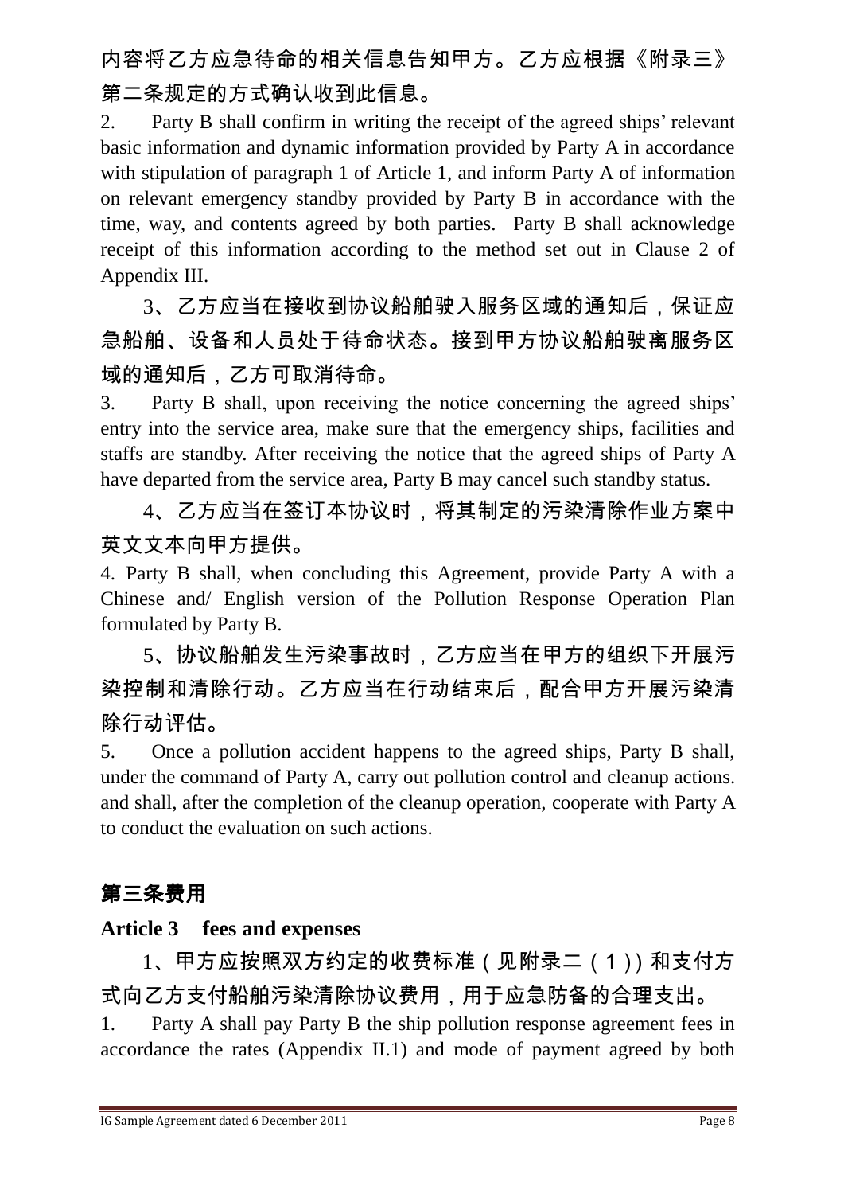内容将乙方应急待命的相关信息告知甲方。乙方应根据《附录三》第二条规定的方式确认收到此信息。

2. Party B shall confirm in writing the receipt of the agreed ships' relevant basic information and dynamic information provided by Party A in accordance with stipulation of paragraph 1 of Article 1, and inform Party A of information on relevant emergency standby provided by Party B in accordance with the time, way, and contents agreed by both parties. Party B shall acknowledge receipt of this information according to the method set out in Clause 2 of Appendix III.

3、乙方应当在接收到协议船舶驶入服务区域的通知后，保证应急船舶、设备和人员处于待命状态。接到甲方协议船舶驶离服务区域的通知后，乙方可取消待命。

3. Party B shall, upon receiving the notice concerning the agreed ships' entry into the service area, make sure that the emergency ships, facilities and staffs are standby. After receiving the notice that the agreed ships of Party A have departed from the service area, Party B may cancel such standby status.

4、乙方应当在签订本协议时，将其制定的污染清除作业方案中英文文本向甲方提供。

4. Party B shall, when concluding this Agreement, provide Party A with a Chinese and/ English version of the Pollution Response Operation Plan formulated by Party B.

5、协议船舶发生污染事故时，乙方应当在甲方的组织下开展污染控制和清除行动。乙方应当在行动结束后，配合甲方开展污染清除行动评估。

5. Once a pollution accident happens to the agreed ships, Party B shall, under the command of Party A, carry out pollution control and cleanup actions. and shall, after the completion of the cleanup operation, cooperate with Party A to conduct the evaluation on such actions.

## 第三条费用

**Article 3 fees and expenses**

1、甲方应按照双方约定的收费标准（见附录二（1））和支付方式向乙方支付船舶污染清除协议费用，用于应急防备的合理支出。

1. Party A shall pay Party B the ship pollution response agreement fees in accordance the rates (Appendix II.1) and mode of payment agreed by both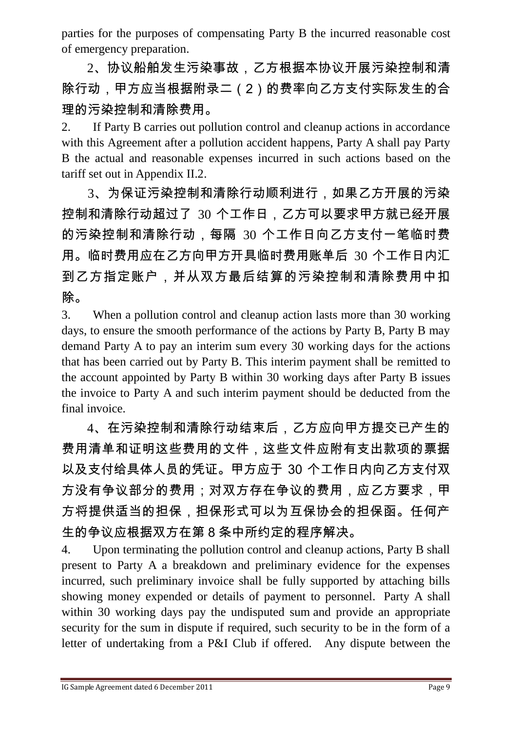parties for the purposes of compensating Party B the incurred reasonable cost of emergency preparation.

2、协议船舶发生污染事故，乙方根据本协议开展污染控制和清除行动，甲方应当根据附录二（2）的费率向乙方支付实际发生的合理的污染控制和清除费用。

2. If Party B carries out pollution control and cleanup actions in accordance with this Agreement after a pollution accident happens, Party A shall pay Party B the actual and reasonable expenses incurred in such actions based on the tariff set out in Appendix II.2.

3、为保证污染控制和清除行动顺利进行，如果乙方开展的污染控制和清除行动超过了 30 个工作日，乙方可以要求甲方就已经开展的污染控制和清除行动，每隔 30 个工作日向乙方支付一笔临时费用。临时费用应在乙方向甲方开具临时费用账单后 30 个工作日内汇到乙方指定账户，并从双方最后结算的污染控制和清除费用中扣除。

3. When a pollution control and cleanup action lasts more than 30 working days, to ensure the smooth performance of the actions by Party B, Party B may demand Party A to pay an interim sum every 30 working days for the actions that has been carried out by Party B. This interim payment shall be remitted to the account appointed by Party B within 30 working days after Party B issues the invoice to Party A and such interim payment should be deducted from the final invoice.

4、在污染控制和清除行动结束后，乙方应向甲方提交已产生的费用清单和证明这些费用的文件，这些文件应附有支出款项的票据以及支付给具体人员的凭证。甲方应于 30 个工作日内向乙方支付双方没有争议部分的费用；对双方存在争议的费用，应乙方要求，甲方将提供适当的担保，担保形式可以为互保协会的担保函。任何产生的争议应根据双方在第 8 条中所约定的程序解决。

4. Upon terminating the pollution control and cleanup actions, Party B shall present to Party A a breakdown and preliminary evidence for the expenses incurred, such preliminary invoice shall be fully supported by attaching bills showing money expended or details of payment to personnel. Party A shall within 30 working days pay the undisputed sum and provide an appropriate security for the sum in dispute if required, such security to be in the form of a letter of undertaking from a P&I Club if offered. Any dispute between the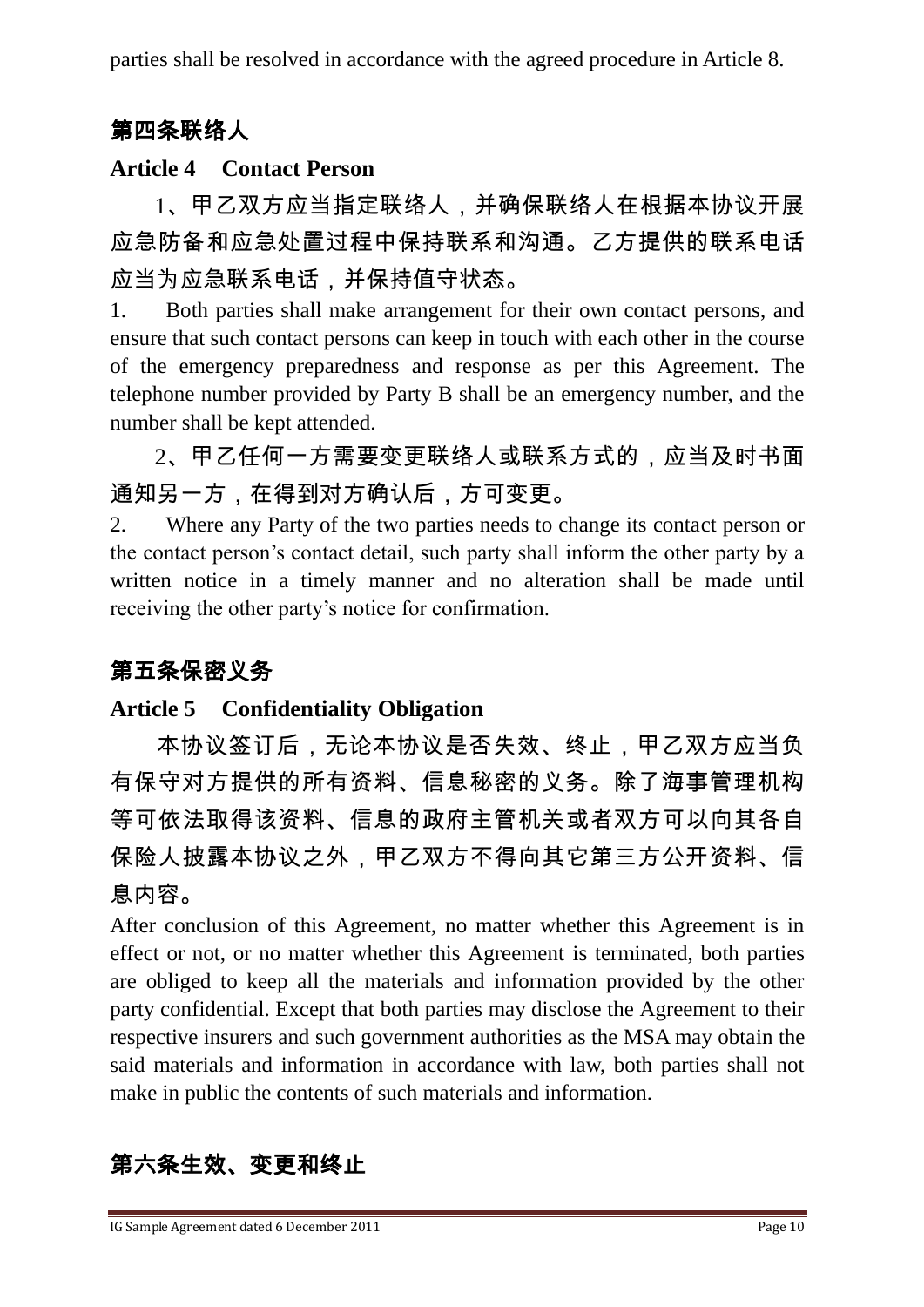parties shall be resolved in accordance with the agreed procedure in Article 8.

## 第四条联络人

## Article 4 Contact Person

1、甲乙双方应当指定联络人，并确保联络人在根据本协议开展应急防备和应急处置过程中保持联系和沟通。乙方提供的联系电话应当为应急联系电话，并保持值守状态。

1. Both parties shall make arrangement for their own contact persons, and ensure that such contact persons can keep in touch with each other in the course of the emergency preparedness and response as per this Agreement. The telephone number provided by Party B shall be an emergency number, and the number shall be kept attended.

2、甲乙任何一方需要变更联络人或联系方式的，应当及时书面通知另一方，在得到对方确认后，方可变更。

2. Where any Party of the two parties needs to change its contact person or the contact person's contact detail, such party shall inform the other party by a written notice in a timely manner and no alteration shall be made until receiving the other party's notice for confirmation.

## 第五条保密义务

## Article 5 Confidentiality Obligation

本协议签订后，无论本协议是否失效、终止，甲乙双方应当负有保守对方提供的所有资料、信息秘密的义务。除了海事管理机构等可依法取得该资料、信息的政府主管机关或者双方可以向其各自保险人披露本协议之外，甲乙双方不得向其它第三方公开资料、信息内容。

After conclusion of this Agreement, no matter whether this Agreement is in effect or not, or no matter whether this Agreement is terminated, both parties are obliged to keep all the materials and information provided by the other party confidential. Except that both parties may disclose the Agreement to their respective insurers and such government authorities as the MSA may obtain the said materials and information in accordance with law, both parties shall not make in public the contents of such materials and information.

## 第六条生效、变更和终止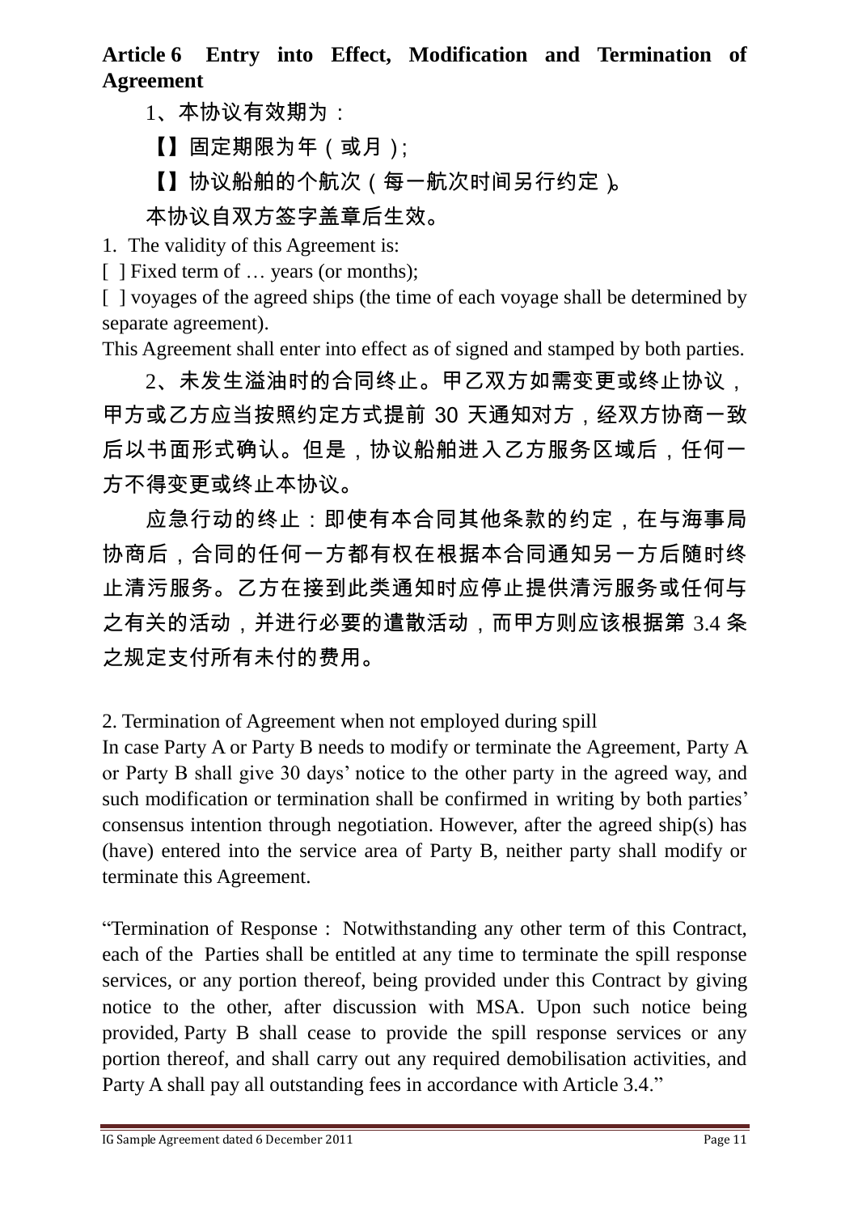**Article 6 Entry into Effect, Modification and Termination of Agreement**

1、本协议有效期为：

【】固定期限为年（或月）;

【】协议船舶的个航次（每一航次时间另行约定）。

本协议自双方签字盖章后生效。

1. The validity of this Agreement is:

[ ] Fixed term of … years (or months);

[ ] voyages of the agreed ships (the time of each voyage shall be determined by separate agreement).

This Agreement shall enter into effect as of signed and stamped by both parties.

2、未发生溢油时的合同终止。甲乙双方如需变更或终止协议，甲方或乙方应当按照约定方式提前 30 天通知对方，经双方协商一致后以书面形式确认。但是，协议船舶进入乙方服务区域后，任何一方不得变更或终止本协议。

应急行动的终止：即使有本合同其他条款的约定，在与海事局协商后，合同的任何一方都有权在根据本合同通知另一方后随时终止清污服务。乙方在接到此类通知时应停止提供清污服务或任何与之有关的活动，并进行必要的遣散活动，而甲方则应该根据第 3.4 条之规定支付所有未付的费用。

2. Termination of Agreement when not employed during spill

In case Party A or Party B needs to modify or terminate the Agreement, Party A or Party B shall give 30 days' notice to the other party in the agreed way, and such modification or termination shall be confirmed in writing by both parties' consensus intention through negotiation. However, after the agreed ship(s) has (have) entered into the service area of Party B, neither party shall modify or terminate this Agreement.

"Termination of Response : Notwithstanding any other term of this Contract, each of the Parties shall be entitled at any time to terminate the spill response services, or any portion thereof, being provided under this Contract by giving notice to the other, after discussion with MSA. Upon such notice being provided, Party B shall cease to provide the spill response services or any portion thereof, and shall carry out any required demobilisation activities, and Party A shall pay all outstanding fees in accordance with Article 3.4."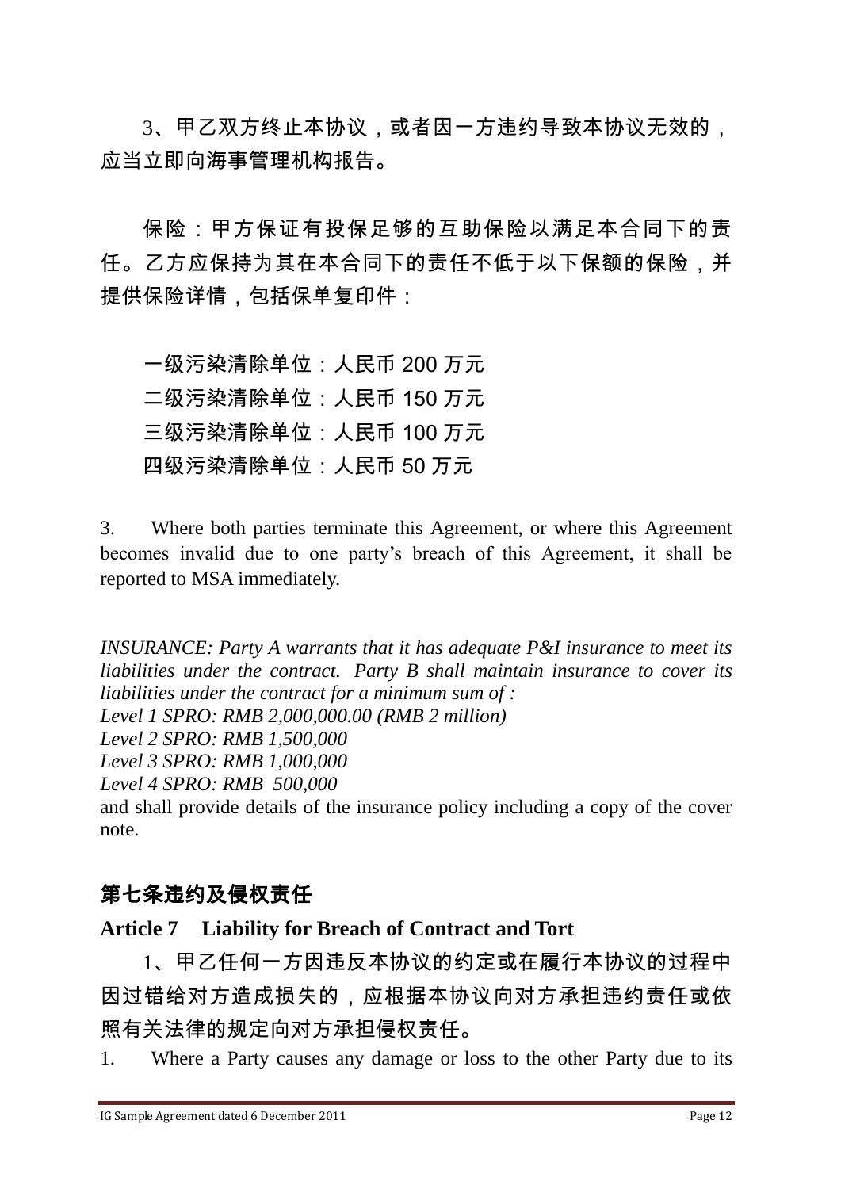3、甲乙双方终止本协议，或者因一方违约导致本协议无效的，应当立即向海事管理机构报告。

保险：甲方保证有投保足够的互助保险以满足本合同下的责任。乙方应保持为其在本合同下的责任不低于以下保额的保险，并提供保险详情，包括保单复印件：

一级污染清除单位：人民币 200 万元
二级污染清除单位：人民币 150 万元
三级污染清除单位：人民币 100 万元
四级污染清除单位：人民币 50 万元

3. Where both parties terminate this Agreement, or where this Agreement becomes invalid due to one party's breach of this Agreement, it shall be reported to MSA immediately.

*INSURANCE: Party A warrants that it has adequate P&I insurance to meet its liabilities under the contract. Party B shall maintain insurance to cover its liabilities under the contract for a minimum sum of :*
*Level 1 SPRO: RMB 2,000,000.00 (RMB 2 million)*
*Level 2 SPRO: RMB 1,500,000*
*Level 3 SPRO: RMB 1,000,000*
*Level 4 SPRO: RMB 500,000*
and shall provide details of the insurance policy including a copy of the cover note.

## 第七条违约及侵权责任

## Article 7 Liability for Breach of Contract and Tort

1、甲乙任何一方因违反本协议的约定或在履行本协议的过程中因过错给对方造成损失的，应根据本协议向对方承担违约责任或依照有关法律的规定向对方承担侵权责任。

1. Where a Party causes any damage or loss to the other Party due to its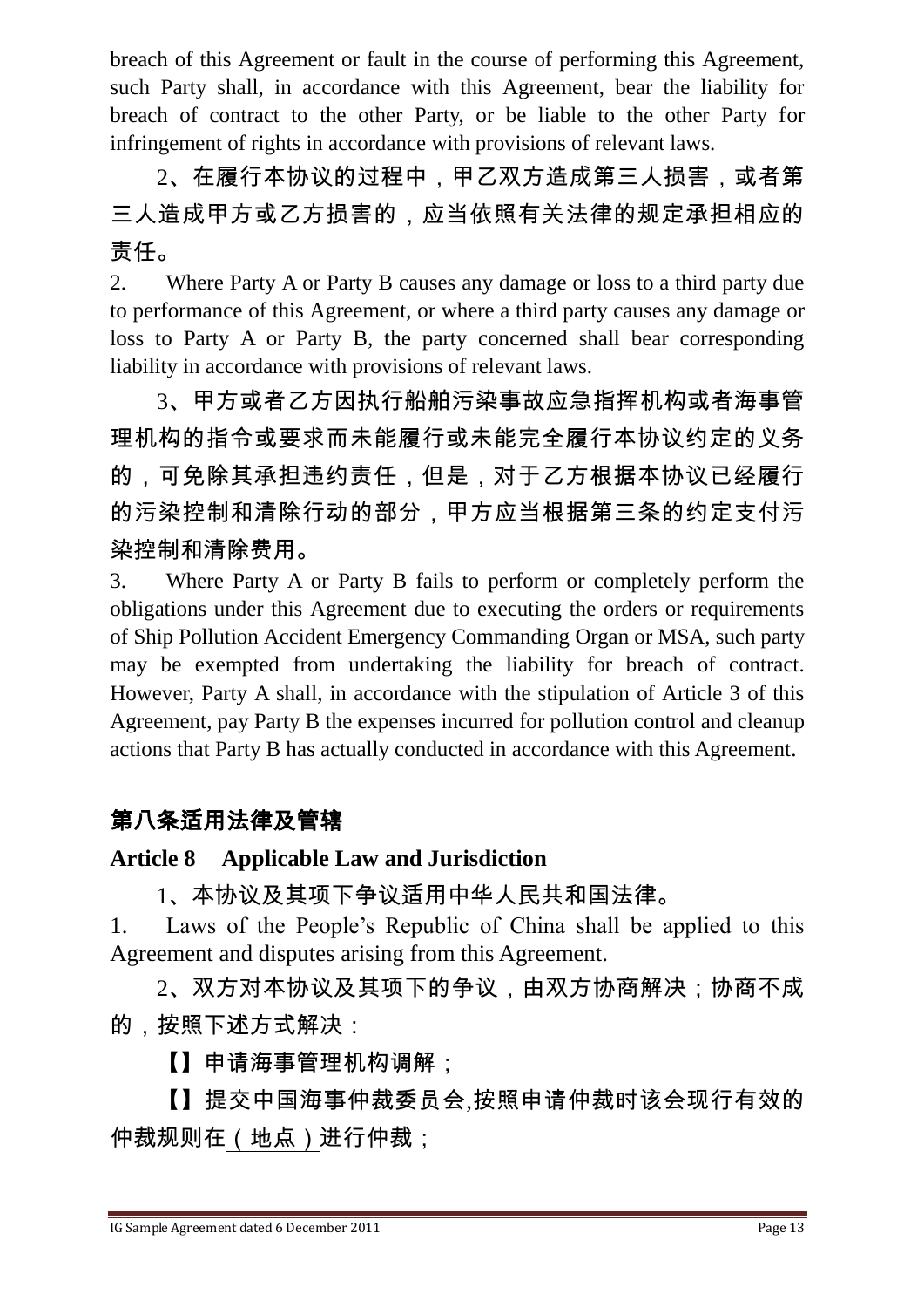breach of this Agreement or fault in the course of performing this Agreement, such Party shall, in accordance with this Agreement, bear the liability for breach of contract to the other Party, or be liable to the other Party for infringement of rights in accordance with provisions of relevant laws.

2、在履行本协议的过程中，甲乙双方造成第三人损害，或者第三人造成甲方或乙方损害的，应当依照有关法律的规定承担相应的责任。

2. Where Party A or Party B causes any damage or loss to a third party due to performance of this Agreement, or where a third party causes any damage or loss to Party A or Party B, the party concerned shall bear corresponding liability in accordance with provisions of relevant laws.

3、甲方或者乙方因执行船舶污染事故应急指挥机构或者海事管理机构的指令或要求而未能履行或未能完全履行本协议约定的义务的，可免除其承担违约责任，但是，对于乙方根据本协议已经履行的污染控制和清除行动的部分，甲方应当根据第三条的约定支付污染控制和清除费用。

3. Where Party A or Party B fails to perform or completely perform the obligations under this Agreement due to executing the orders or requirements of Ship Pollution Accident Emergency Commanding Organ or MSA, such party may be exempted from undertaking the liability for breach of contract. However, Party A shall, in accordance with the stipulation of Article 3 of this Agreement, pay Party B the expenses incurred for pollution control and cleanup actions that Party B has actually conducted in accordance with this Agreement.

## 第八条适用法律及管辖

## Article 8 Applicable Law and Jurisdiction

1、本协议及其项下争议适用中华人民共和国法律。

1. Laws of the People's Republic of China shall be applied to this Agreement and disputes arising from this Agreement.

2、双方对本协议及其项下的争议，由双方协商解决；协商不成的，按照下述方式解决：

【】申请海事管理机构调解；

【】提交中国海事仲裁委员会,按照申请仲裁时该会现行有效的仲裁规则在（地点）进行仲裁；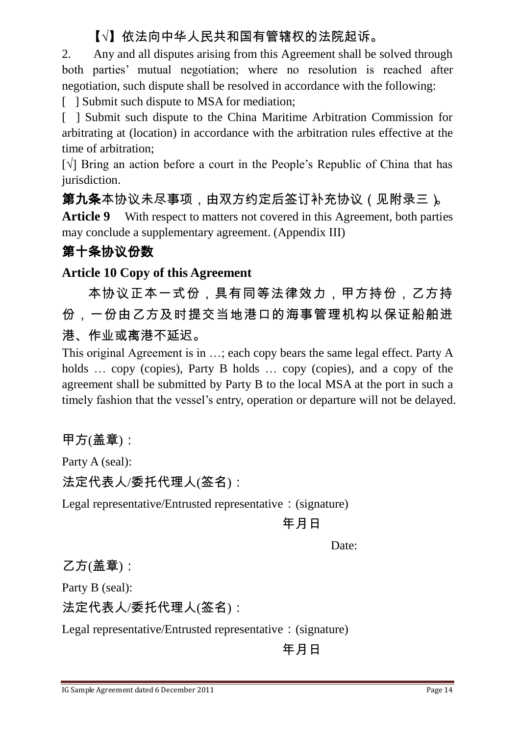【√】依法向中华人民共和国有管辖权的法院起诉。

2. Any and all disputes arising from this Agreement shall be solved through both parties' mutual negotiation; where no resolution is reached after negotiation, such dispute shall be resolved in accordance with the following:

[ ] Submit such dispute to MSA for mediation;

[ ] Submit such dispute to the China Maritime Arbitration Commission for arbitrating at (location) in accordance with the arbitration rules effective at the time of arbitration;

[√] Bring an action before a court in the People's Republic of China that has jurisdiction.

**第九条**本协议未尽事项，由双方约定后签订补充协议（见附录三）。

**Article 9** With respect to matters not covered in this Agreement, both parties may conclude a supplementary agreement. (Appendix III)

## 第十条协议份数

**Article 10 Copy of this Agreement**

本协议正本一式份，具有同等法律效力，甲方持份，乙方持份，一份由乙方及时提交当地港口的海事管理机构以保证船舶进港、作业或离港不延迟。

This original Agreement is in …; each copy bears the same legal effect. Party A holds … copy (copies), Party B holds … copy (copies), and a copy of the agreement shall be submitted by Party B to the local MSA at the port in such a timely fashion that the vessel's entry, operation or departure will not be delayed.

甲方(盖章)：

Party A (seal):

法定代表人/委托代理人(签名)：

Legal representative/Entrusted representative：(signature)

年月日

Date:

乙方(盖章)：

Party B (seal):

法定代表人/委托代理人(签名)：

Legal representative/Entrusted representative：(signature)

年月日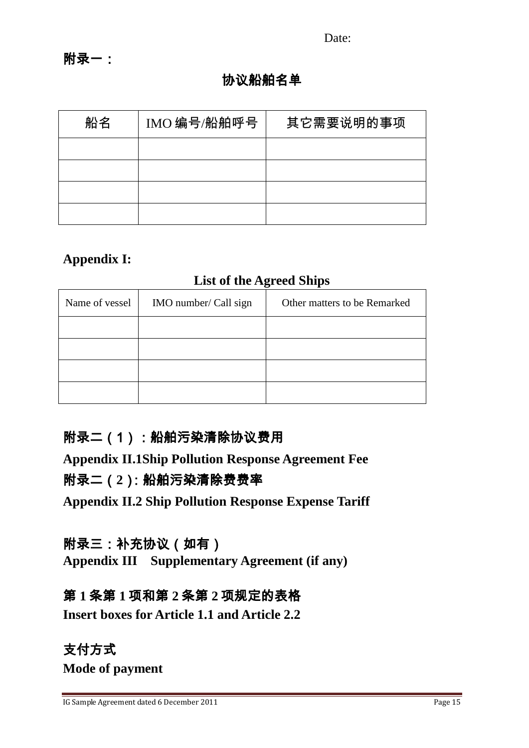Date:

**附录一：**

## 协议船舶名单

| 船名 | IMO 编号/船舶呼号 | 其它需要说明的事项 |
| --- | --- | --- |
| | | |
| | | |
| | | |
| | | |

**Appendix I:**

## List of the Agreed Ships

| Name of vessel | IMO number/ Call sign | Other matters to be Remarked |
| --- | --- | --- |
| | | |
| | | |
| | | |
| | | |

**附录二（1）：船舶污染清除协议费用**

**Appendix II.1Ship Pollution Response Agreement Fee**

**附录二（2）: 船舶污染清除费费率**

**Appendix II.2 Ship Pollution Response Expense Tariff**

**附录三：补充协议（如有）**

**Appendix III Supplementary Agreement (if any)**

**第 1 条第 1 项和第 2 条第 2 项规定的表格**

**Insert boxes for Article 1.1 and Article 2.2**

**支付方式**

**Mode of payment**